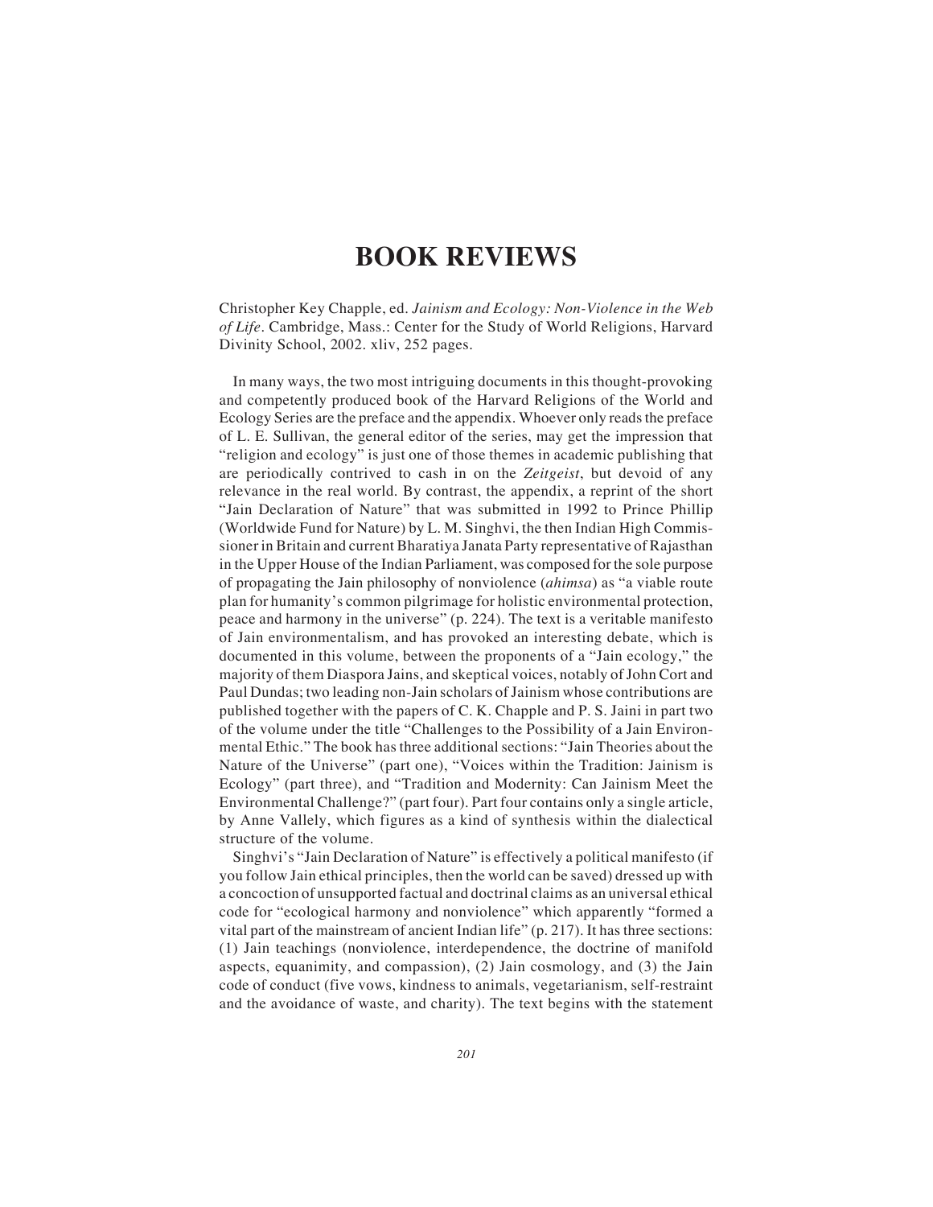# BOOK REVIEWS

Christopher Key Chapple, ed. *Jainism and Ecology: Non-Violence in the Web of Life*. Cambridge, Mass.: Center for the Study of World Religions, Harvard Divinity School, 2002. xliv, 252 pages.

In many ways, the two most intriguing documents in this thought-provoking and competently produced book of the Harvard Religions of the World and Ecology Series are the preface and the appendix. Whoever only reads the preface of L. E. Sullivan, the general editor of the series, may get the impression that "religion and ecology" is just one of those themes in academic publishing that are periodically contrived to cash in on the *Zeitgeist*, but devoid of any relevance in the real world. By contrast, the appendix, a reprint of the short "Jain Declaration of Nature" that was submitted in 1992 to Prince Phillip (Worldwide Fund for Nature) by L. M. Singhvi, the then Indian High Commissioner in Britain and current Bharatiya Janata Party representative of Rajasthan in the Upper House of the Indian Parliament, was composed for the sole purpose of propagating the Jain philosophy of nonviolence (*ahimsa*) as "a viable route plan for humanity's common pilgrimage for holistic environmental protection, peace and harmony in the universe" (p. 224). The text is a veritable manifesto of Jain environmentalism, and has provoked an interesting debate, which is documented in this volume, between the proponents of a "Jain ecology," the majority of them Diaspora Jains, and skeptical voices, notably of John Cort and Paul Dundas; two leading non-Jain scholars of Jainism whose contributions are published together with the papers of C. K. Chapple and P. S. Jaini in part two of the volume under the title "Challenges to the Possibility of a Jain Environmental Ethic." The book has three additional sections: "Jain Theories about the Nature of the Universe" (part one), "Voices within the Tradition: Jainism is Ecology" (part three), and "Tradition and Modernity: Can Jainism Meet the Environmental Challenge?" (part four). Part four contains only a single article, by Anne Vallely, which figures as a kind of synthesis within the dialectical structure of the volume.

Singhvi's "Jain Declaration of Nature" is effectively a political manifesto (if you follow Jain ethical principles, then the world can be saved) dressed up with a concoction of unsupported factual and doctrinal claims as an universal ethical code for "ecological harmony and nonviolence" which apparently "formed a vital part of the mainstream of ancient Indian life" (p. 217). It has three sections: (1) Jain teachings (nonviolence, interdependence, the doctrine of manifold aspects, equanimity, and compassion), (2) Jain cosmology, and (3) the Jain code of conduct (five vows, kindness to animals, vegetarianism, self-restraint and the avoidance of waste, and charity). The text begins with the statement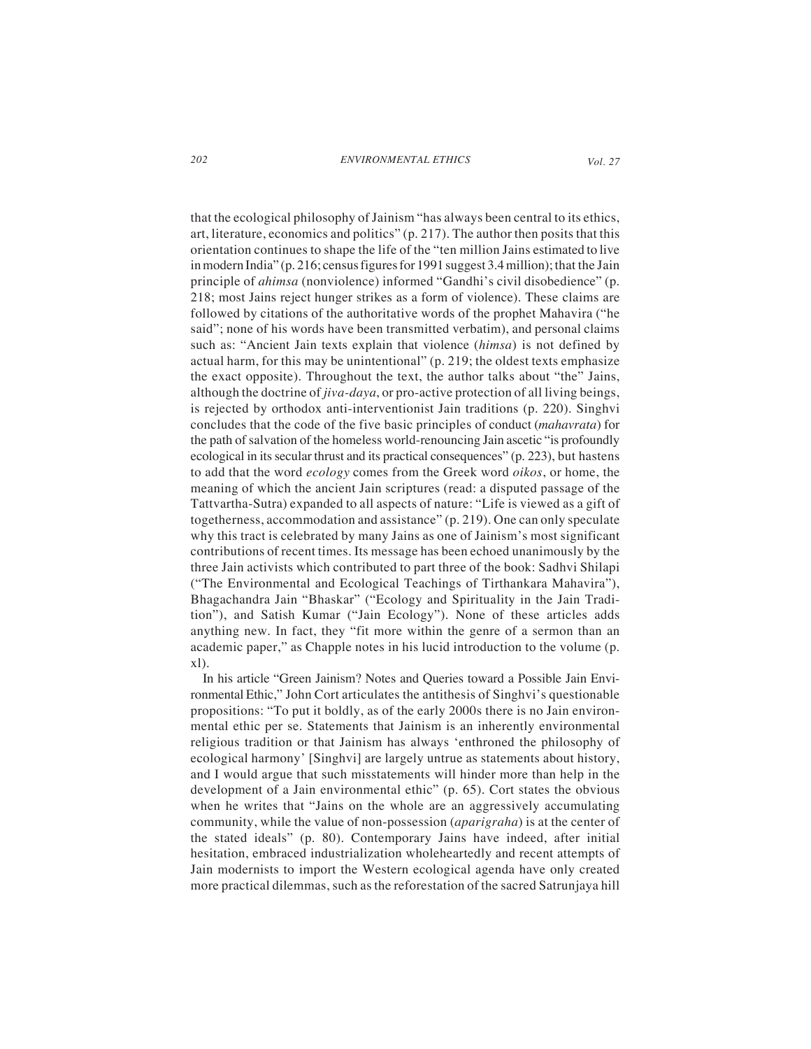that the ecological philosophy of Jainism "has always been central to its ethics, art, literature, economics and politics" (p. 217). The author then posits that this orientation continues to shape the life of the "ten million Jains estimated to live in modern India" (p. 216; census figures for 1991 suggest 3.4 million); that the Jain principle of *ahimsa* (nonviolence) informed "Gandhi's civil disobedience" (p. 218; most Jains reject hunger strikes as a form of violence). These claims are followed by citations of the authoritative words of the prophet Mahavira ("he said"; none of his words have been transmitted verbatim), and personal claims such as: "Ancient Jain texts explain that violence (*himsa*) is not defined by actual harm, for this may be unintentional" (p. 219; the oldest texts emphasize the exact opposite). Throughout the text, the author talks about "the" Jains, although the doctrine of *jiva-daya*, or pro-active protection of all living beings, is rejected by orthodox anti-interventionist Jain traditions (p. 220). Singhvi concludes that the code of the five basic principles of conduct (*mahavrata*) for the path of salvation of the homeless world-renouncing Jain ascetic "is profoundly ecological in its secular thrust and its practical consequences" (p. 223), but hastens to add that the word *ecology* comes from the Greek word *oikos*, or home, the meaning of which the ancient Jain scriptures (read: a disputed passage of the Tattvartha-Sutra) expanded to all aspects of nature: "Life is viewed as a gift of togetherness, accommodation and assistance" (p. 219). One can only speculate why this tract is celebrated by many Jains as one of Jainism's most significant contributions of recent times. Its message has been echoed unanimously by the three Jain activists which contributed to part three of the book: Sadhvi Shilapi ("The Environmental and Ecological Teachings of Tirthankara Mahavira"), Bhagachandra Jain "Bhaskar" ("Ecology and Spirituality in the Jain Tradition"), and Satish Kumar ("Jain Ecology"). None of these articles adds anything new. In fact, they "fit more within the genre of a sermon than an academic paper," as Chapple notes in his lucid introduction to the volume (p. xl).

In his article "Green Jainism? Notes and Queries toward a Possible Jain Environmental Ethic," John Cort articulates the antithesis of Singhvi's questionable propositions: "To put it boldly, as of the early 2000s there is no Jain environmental ethic per se. Statements that Jainism is an inherently environmental religious tradition or that Jainism has always 'enthroned the philosophy of ecological harmony' [Singhvi] are largely untrue as statements about history, and I would argue that such misstatements will hinder more than help in the development of a Jain environmental ethic" (p. 65). Cort states the obvious when he writes that "Jains on the whole are an aggressively accumulating community, while the value of non-possession (*aparigraha*) is at the center of the stated ideals" (p. 80). Contemporary Jains have indeed, after initial hesitation, embraced industrialization wholeheartedly and recent attempts of Jain modernists to import the Western ecological agenda have only created more practical dilemmas, such as the reforestation of the sacred Satrunjaya hill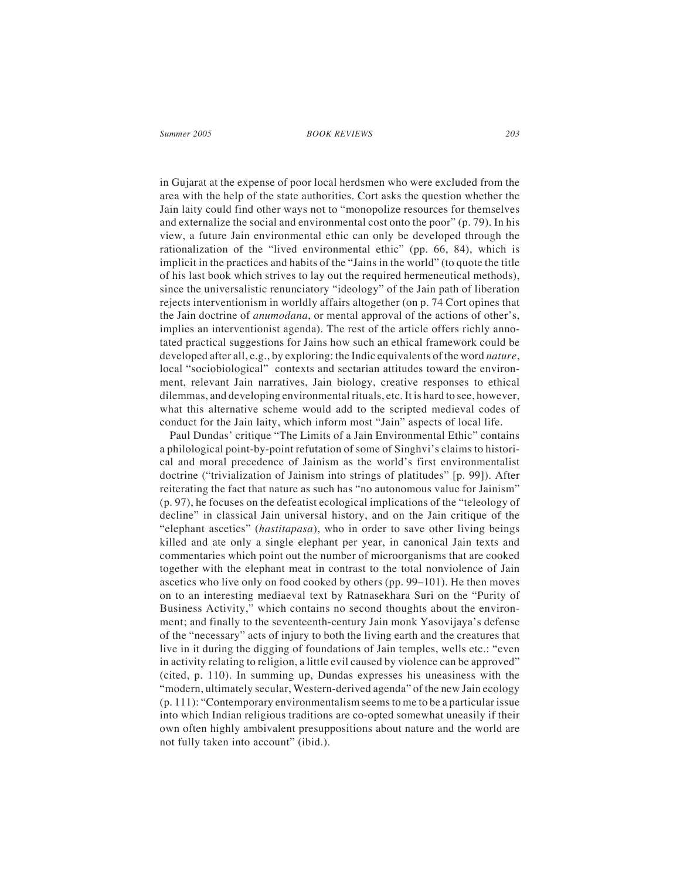in Gujarat at the expense of poor local herdsmen who were excluded from the area with the help of the state authorities. Cort asks the question whether the Jain laity could find other ways not to "monopolize resources for themselves and externalize the social and environmental cost onto the poor" (p. 79). In his view, a future Jain environmental ethic can only be developed through the rationalization of the "lived environmental ethic" (pp. 66, 84), which is implicit in the practices and habits of the "Jains in the world" (to quote the title of his last book which strives to lay out the required hermeneutical methods), since the universalistic renunciatory "ideology" of the Jain path of liberation rejects interventionism in worldly affairs altogether (on p. 74 Cort opines that the Jain doctrine of *anumodana*, or mental approval of the actions of other's, implies an interventionist agenda). The rest of the article offers richly annotated practical suggestions for Jains how such an ethical framework could be developed after all, e.g., by exploring: the Indic equivalents of the word *nature*, local "sociobiological" contexts and sectarian attitudes toward the environment, relevant Jain narratives, Jain biology, creative responses to ethical dilemmas, and developing environmental rituals, etc. It is hard to see, however, what this alternative scheme would add to the scripted medieval codes of conduct for the Jain laity, which inform most "Jain" aspects of local life.

Paul Dundas' critique "The Limits of a Jain Environmental Ethic" contains a philological point-by-point refutation of some of Singhvi's claims to historical and moral precedence of Jainism as the world's first environmentalist doctrine ("trivialization of Jainism into strings of platitudes" [p. 99]). After reiterating the fact that nature as such has "no autonomous value for Jainism" (p. 97), he focuses on the defeatist ecological implications of the "teleology of decline" in classical Jain universal history, and on the Jain critique of the "elephant ascetics" (*hastitapasa*), who in order to save other living beings killed and ate only a single elephant per year, in canonical Jain texts and commentaries which point out the number of microorganisms that are cooked together with the elephant meat in contrast to the total nonviolence of Jain ascetics who live only on food cooked by others (pp. 99–101). He then moves on to an interesting mediaeval text by Ratnasekhara Suri on the "Purity of Business Activity," which contains no second thoughts about the environment; and finally to the seventeenth-century Jain monk Yasovijaya's defense of the "necessary" acts of injury to both the living earth and the creatures that live in it during the digging of foundations of Jain temples, wells etc.: "even in activity relating to religion, a little evil caused by violence can be approved" (cited, p. 110). In summing up, Dundas expresses his uneasiness with the "modern, ultimately secular, Western-derived agenda" of the new Jain ecology (p. 111): "Contemporary environmentalism seems to me to be a particular issue into which Indian religious traditions are co-opted somewhat uneasily if their own often highly ambivalent presuppositions about nature and the world are not fully taken into account" (ibid.).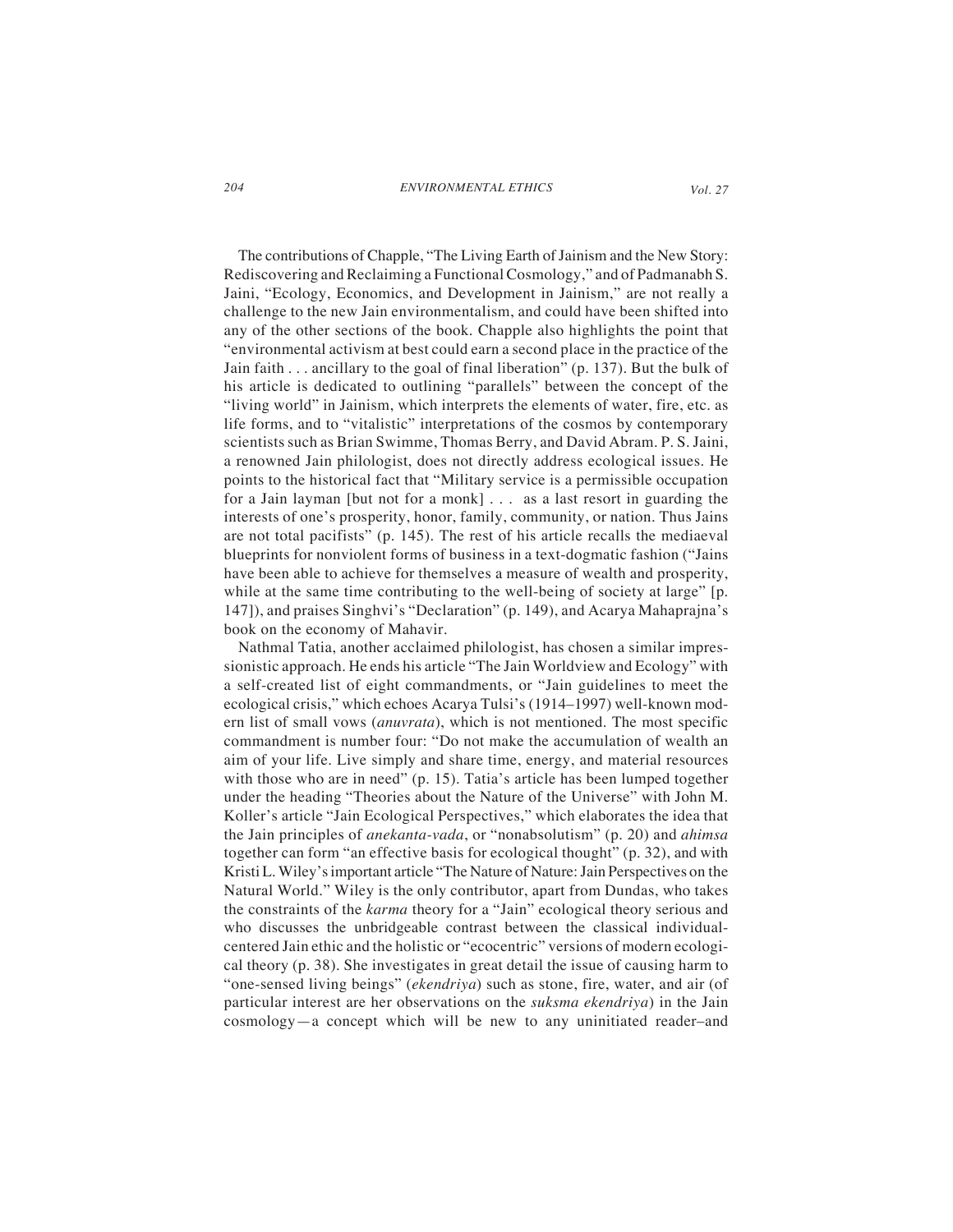The contributions of Chapple, "The Living Earth of Jainism and the New Story: Rediscovering and Reclaiming a Functional Cosmology," and of Padmanabh S. Jaini, "Ecology, Economics, and Development in Jainism," are not really a challenge to the new Jain environmentalism, and could have been shifted into any of the other sections of the book. Chapple also highlights the point that "environmental activism at best could earn a second place in the practice of the Jain faith . . . ancillary to the goal of final liberation" (p. 137). But the bulk of his article is dedicated to outlining "parallels" between the concept of the "living world" in Jainism, which interprets the elements of water, fire, etc. as life forms, and to "vitalistic" interpretations of the cosmos by contemporary scientists such as Brian Swimme, Thomas Berry, and David Abram. P. S. Jaini, a renowned Jain philologist, does not directly address ecological issues. He points to the historical fact that "Military service is a permissible occupation for a Jain layman [but not for a monk] . . . as a last resort in guarding the interests of one's prosperity, honor, family, community, or nation. Thus Jains are not total pacifists" (p. 145). The rest of his article recalls the mediaeval blueprints for nonviolent forms of business in a text-dogmatic fashion ("Jains have been able to achieve for themselves a measure of wealth and prosperity, while at the same time contributing to the well-being of society at large" [p. 147]), and praises Singhvi's "Declaration" (p. 149), and Acarya Mahaprajna's book on the economy of Mahavir.

Nathmal Tatia, another acclaimed philologist, has chosen a similar impressionistic approach. He ends his article "The Jain Worldview and Ecology" with a self-created list of eight commandments, or "Jain guidelines to meet the ecological crisis," which echoes Acarya Tulsi's (1914–1997) well-known modern list of small vows (*anuvrata*), which is not mentioned. The most specific commandment is number four: "Do not make the accumulation of wealth an aim of your life. Live simply and share time, energy, and material resources with those who are in need" (p. 15). Tatia's article has been lumped together under the heading "Theories about the Nature of the Universe" with John M. Koller's article "Jain Ecological Perspectives," which elaborates the idea that the Jain principles of *anekanta-vada*, or "nonabsolutism" (p. 20) and *ahimsa* together can form "an effective basis for ecological thought" (p. 32), and with Kristi L. Wiley's important article "The Nature of Nature: Jain Perspectives on the Natural World." Wiley is the only contributor, apart from Dundas, who takes the constraints of the *karma* theory for a "Jain" ecological theory serious and who discusses the unbridgeable contrast between the classical individual-centered Jain ethic and the holistic or "ecocentric" versions of modern ecological theory (p. 38). She investigates in great detail the issue of causing harm to "one-sensed living beings" (*ekendriya*) such as stone, fire, water, and air (of particular interest are her observations on the *suksma ekendriya*) in the Jain cosmology—a concept which will be new to any uninitiated reader–and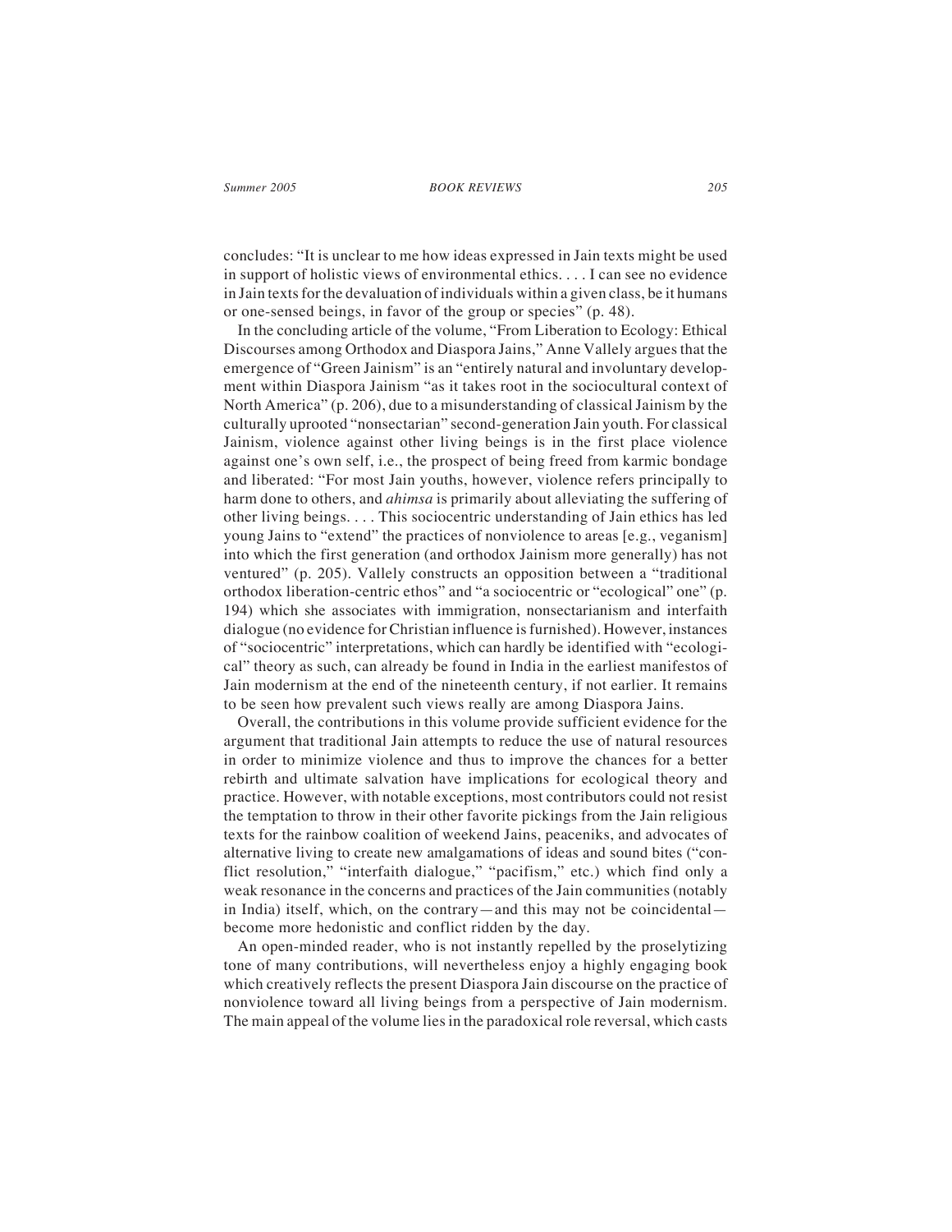concludes: "It is unclear to me how ideas expressed in Jain texts might be used in support of holistic views of environmental ethics. . . . I can see no evidence in Jain texts for the devaluation of individuals within a given class, be it humans or one-sensed beings, in favor of the group or species" (p. 48).

In the concluding article of the volume, "From Liberation to Ecology: Ethical Discourses among Orthodox and Diaspora Jains," Anne Vallely argues that the emergence of "Green Jainism" is an "entirely natural and involuntary development within Diaspora Jainism "as it takes root in the sociocultural context of North America" (p. 206), due to a misunderstanding of classical Jainism by the culturally uprooted "nonsectarian" second-generation Jain youth. For classical Jainism, violence against other living beings is in the first place violence against one's own self, i.e., the prospect of being freed from karmic bondage and liberated: "For most Jain youths, however, violence refers principally to harm done to others, and *ahimsa* is primarily about alleviating the suffering of other living beings. . . . This sociocentric understanding of Jain ethics has led young Jains to "extend" the practices of nonviolence to areas [e.g., veganism] into which the first generation (and orthodox Jainism more generally) has not ventured" (p. 205). Vallely constructs an opposition between a "traditional orthodox liberation-centric ethos" and "a sociocentric or "ecological" one" (p. 194) which she associates with immigration, nonsectarianism and interfaith dialogue (no evidence for Christian influence is furnished). However, instances of "sociocentric" interpretations, which can hardly be identified with "ecological" theory as such, can already be found in India in the earliest manifestos of Jain modernism at the end of the nineteenth century, if not earlier. It remains to be seen how prevalent such views really are among Diaspora Jains.

Overall, the contributions in this volume provide sufficient evidence for the argument that traditional Jain attempts to reduce the use of natural resources in order to minimize violence and thus to improve the chances for a better rebirth and ultimate salvation have implications for ecological theory and practice. However, with notable exceptions, most contributors could not resist the temptation to throw in their other favorite pickings from the Jain religious texts for the rainbow coalition of weekend Jains, peaceniks, and advocates of alternative living to create new amalgamations of ideas and sound bites ("conflict resolution," "interfaith dialogue," "pacifism," etc.) which find only a weak resonance in the concerns and practices of the Jain communities (notably in India) itself, which, on the contrary—and this may not be coincidental—become more hedonistic and conflict ridden by the day.

An open-minded reader, who is not instantly repelled by the proselytizing tone of many contributions, will nevertheless enjoy a highly engaging book which creatively reflects the present Diaspora Jain discourse on the practice of nonviolence toward all living beings from a perspective of Jain modernism. The main appeal of the volume lies in the paradoxical role reversal, which casts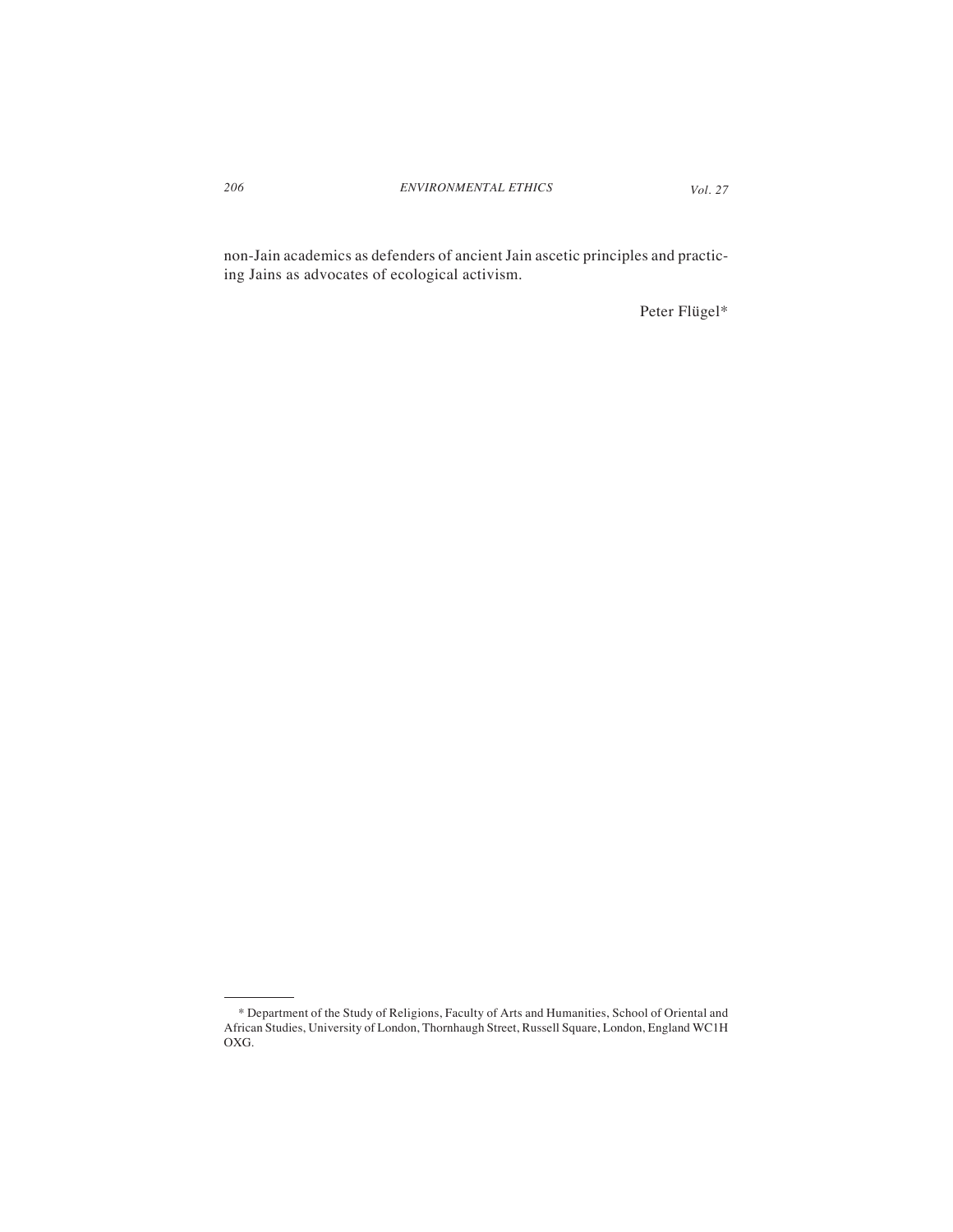non-Jain academics as defenders of ancient Jain ascetic principles and practicing Jains as advocates of ecological activism.

Peter Flügel*

---

* Department of the Study of Religions, Faculty of Arts and Humanities, School of Oriental and African Studies, University of London, Thornhaugh Street, Russell Square, London, England WC1H OXG.